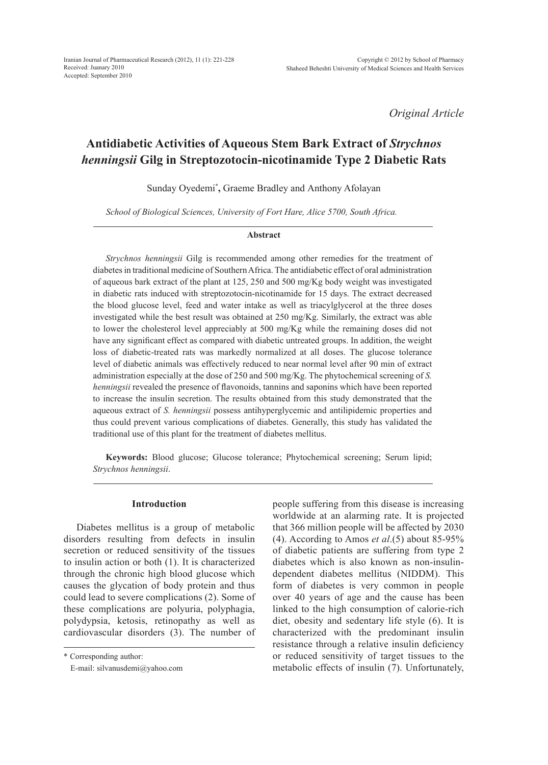Received: Juanary 2010
Accepted: September 2010

*Original Article*

# Antidiabetic Activities of Aqueous Stem Bark Extract of *Strychnos henningsii* Gilg in Streptozotocin-nicotinamide Type 2 Diabetic Rats

Sunday Oyedemi[*], Graeme Bradley and Anthony Afolayan

*School of Biological Sciences, University of Fort Hare, Alice 5700, South Africa.*

## Abstract

*Strychnos henningsii* Gilg is recommended among other remedies for the treatment of diabetes in traditional medicine of Southern Africa. The antidiabetic effect of oral administration of aqueous bark extract of the plant at 125, 250 and 500 mg/Kg body weight was investigated in diabetic rats induced with streptozotocin-nicotinamide for 15 days. The extract decreased the blood glucose level, feed and water intake as well as triacylglycerol at the three doses investigated while the best result was obtained at 250 mg/Kg. Similarly, the extract was able to lower the cholesterol level appreciably at 500 mg/Kg while the remaining doses did not have any significant effect as compared with diabetic untreated groups. In addition, the weight loss of diabetic-treated rats was markedly normalized at all doses. The glucose tolerance level of diabetic animals was effectively reduced to near normal level after 90 min of extract administration especially at the dose of 250 and 500 mg/Kg. The phytochemical screening of *S. henningsii* revealed the presence of flavonoids, tannins and saponins which have been reported to increase the insulin secretion. The results obtained from this study demonstrated that the aqueous extract of *S. henningsii* possess antihyperglycemic and antilipidemic properties and thus could prevent various complications of diabetes. Generally, this study has validated the traditional use of this plant for the treatment of diabetes mellitus.

**Keywords:** Blood glucose; Glucose tolerance; Phytochemical screening; Serum lipid; *Strychnos henningsii*.

## Introduction

Diabetes mellitus is a group of metabolic disorders resulting from defects in insulin secretion or reduced sensitivity of the tissues to insulin action or both (1). It is characterized through the chronic high blood glucose which causes the glycation of body protein and thus could lead to severe complications (2). Some of these complications are polyuria, polyphagia, polydypsia, ketosis, retinopathy as well as cardiovascular disorders (3). The number of people suffering from this disease is increasing worldwide at an alarming rate. It is projected that 366 million people will be affected by 2030 (4). According to Amos *et al*.(5) about 85-95% of diabetic patients are suffering from type 2 diabetes which is also known as non-insulin-dependent diabetes mellitus (NIDDM). This form of diabetes is very common in people over 40 years of age and the cause has been linked to the high consumption of calorie-rich diet, obesity and sedentary life style (6). It is characterized with the predominant insulin resistance through a relative insulin deficiency or reduced sensitivity of target tissues to the metabolic effects of insulin (7). Unfortunately,

[*] Corresponding author:
E-mail: silvanusdemi@yahoo.com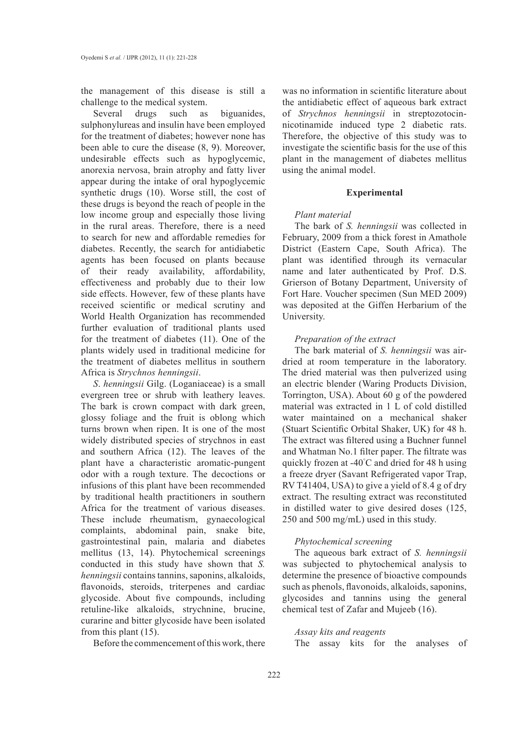the management of this disease is still a challenge to the medical system.

Several drugs such as biguanides, sulphonylureas and insulin have been employed for the treatment of diabetes; however none has been able to cure the disease (8, 9). Moreover, undesirable effects such as hypoglycemic, anorexia nervosa, brain atrophy and fatty liver appear during the intake of oral hypoglycemic synthetic drugs (10). Worse still, the cost of these drugs is beyond the reach of people in the low income group and especially those living in the rural areas. Therefore, there is a need to search for new and affordable remedies for diabetes. Recently, the search for antidiabetic agents has been focused on plants because of their ready availability, affordability, effectiveness and probably due to their low side effects. However, few of these plants have received scientific or medical scrutiny and World Health Organization has recommended further evaluation of traditional plants used for the treatment of diabetes (11). One of the plants widely used in traditional medicine for the treatment of diabetes mellitus in southern Africa is *Strychnos henningsii*.

*S. henningsii* Gilg. (Loganiaceae) is a small evergreen tree or shrub with leathery leaves. The bark is crown compact with dark green, glossy foliage and the fruit is oblong which turns brown when ripen. It is one of the most widely distributed species of strychnos in east and southern Africa (12). The leaves of the plant have a characteristic aromatic-pungent odor with a rough texture. The decoctions or infusions of this plant have been recommended by traditional health practitioners in southern Africa for the treatment of various diseases. These include rheumatism, gynaecological complaints, abdominal pain, snake bite, gastrointestinal pain, malaria and diabetes mellitus (13, 14). Phytochemical screenings conducted in this study have shown that *S. henningsii* contains tannins, saponins, alkaloids, flavonoids, steroids, triterpenes and cardiac glycoside. About five compounds, including retuline-like alkaloids, strychnine, brucine, curarine and bitter glycoside have been isolated from this plant (15).

Before the commencement of this work, there was no information in scientific literature about the antidiabetic effect of aqueous bark extract of *Strychnos henningsii* in streptozotocin-nicotinamide induced type 2 diabetic rats. Therefore, the objective of this study was to investigate the scientific basis for the use of this plant in the management of diabetes mellitus using the animal model.

## Experimental

### *Plant material*

The bark of *S. henningsii* was collected in February, 2009 from a thick forest in Amathole District (Eastern Cape, South Africa). The plant was identified through its vernacular name and later authenticated by Prof. D.S. Grierson of Botany Department, University of Fort Hare. Voucher specimen (Sun MED 2009) was deposited at the Giffen Herbarium of the University.

### *Preparation of the extract*

The bark material of *S. henningsii* was air-dried at room temperature in the laboratory. The dried material was then pulverized using an electric blender (Waring Products Division, Torrington, USA). About 60 g of the powdered material was extracted in 1 L of cold distilled water maintained on a mechanical shaker (Stuart Scientific Orbital Shaker, UK) for 48 h. The extract was filtered using a Buchner funnel and Whatman No.1 filter paper. The filtrate was quickly frozen at -40°C and dried for 48 h using a freeze dryer (Savant Refrigerated vapor Trap, RV T41404, USA) to give a yield of 8.4 g of dry extract. The resulting extract was reconstituted in distilled water to give desired doses (125, 250 and 500 mg/mL) used in this study.

### *Phytochemical screening*

The aqueous bark extract of *S. henningsii* was subjected to phytochemical analysis to determine the presence of bioactive compounds such as phenols, flavonoids, alkaloids, saponins, glycosides and tannins using the general chemical test of Zafar and Mujeeb (16).

### *Assay kits and reagents*

The assay kits for the analyses of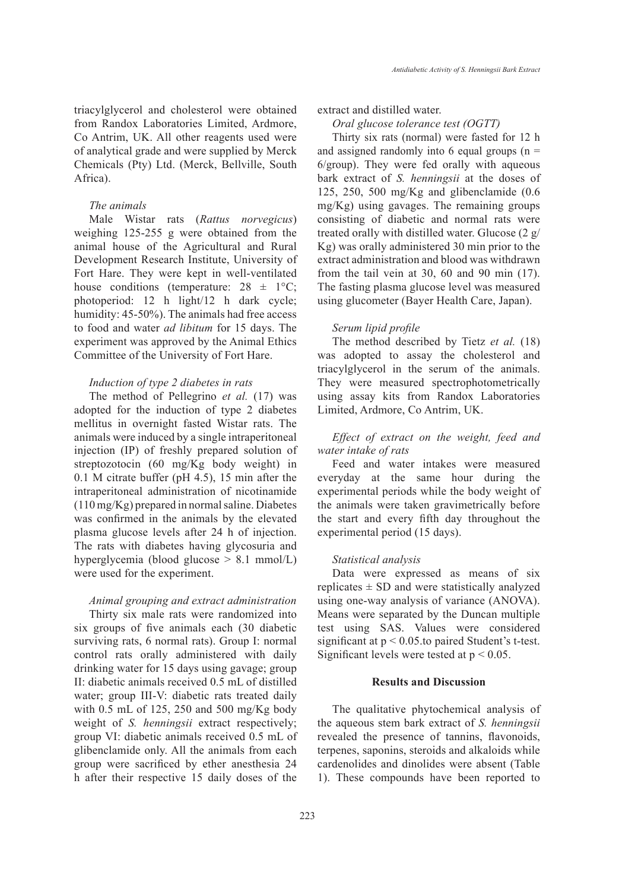triacylglycerol and cholesterol were obtained from Randox Laboratories Limited, Ardmore, Co Antrim, UK. All other reagents used were of analytical grade and were supplied by Merck Chemicals (Pty) Ltd. (Merck, Bellville, South Africa).

### *The animals*

Male Wistar rats (*Rattus norvegicus*) weighing 125-255 g were obtained from the animal house of the Agricultural and Rural Development Research Institute, University of Fort Hare. They were kept in well-ventilated house conditions (temperature: 28 ± 1°C; photoperiod: 12 h light/12 h dark cycle; humidity: 45-50%). The animals had free access to food and water *ad libitum* for 15 days. The experiment was approved by the Animal Ethics Committee of the University of Fort Hare.

### *Induction of type 2 diabetes in rats*

The method of Pellegrino *et al.* (17) was adopted for the induction of type 2 diabetes mellitus in overnight fasted Wistar rats. The animals were induced by a single intraperitoneal injection (IP) of freshly prepared solution of streptozotocin (60 mg/Kg body weight) in 0.1 M citrate buffer (pH 4.5), 15 min after the intraperitoneal administration of nicotinamide (110 mg/Kg) prepared in normal saline. Diabetes was confirmed in the animals by the elevated plasma glucose levels after 24 h of injection. The rats with diabetes having glycosuria and hyperglycemia (blood glucose > 8.1 mmol/L) were used for the experiment.

### *Animal grouping and extract administration*

Thirty six male rats were randomized into six groups of five animals each (30 diabetic surviving rats, 6 normal rats). Group I: normal control rats orally administered with daily drinking water for 15 days using gavage; group II: diabetic animals received 0.5 mL of distilled water; group III-V: diabetic rats treated daily with 0.5 mL of 125, 250 and 500 mg/Kg body weight of *S. henningsii* extract respectively; group VI: diabetic animals received 0.5 mL of glibenclamide only. All the animals from each group were sacrificed by ether anesthesia 24 h after their respective 15 daily doses of the extract and distilled water.

### *Oral glucose tolerance test (OGTT)*

Thirty six rats (normal) were fasted for 12 h and assigned randomly into 6 equal groups (n = 6/group). They were fed orally with aqueous bark extract of *S. henningsii* at the doses of 125, 250, 500 mg/Kg and glibenclamide (0.6 mg/Kg) using gavages. The remaining groups consisting of diabetic and normal rats were treated orally with distilled water. Glucose (2 g/Kg) was orally administered 30 min prior to the extract administration and blood was withdrawn from the tail vein at 30, 60 and 90 min (17). The fasting plasma glucose level was measured using glucometer (Bayer Health Care, Japan).

### *Serum lipid profile*

The method described by Tietz *et al.* (18) was adopted to assay the cholesterol and triacylglycerol in the serum of the animals. They were measured spectrophotometrically using assay kits from Randox Laboratories Limited, Ardmore, Co Antrim, UK.

### *Effect of extract on the weight, feed and water intake of rats*

Feed and water intakes were measured everyday at the same hour during the experimental periods while the body weight of the animals were taken gravimetrically before the start and every fifth day throughout the experimental period (15 days).

### *Statistical analysis*

Data were expressed as means of six replicates ± SD and were statistically analyzed using one-way analysis of variance (ANOVA). Means were separated by the Duncan multiple test using SAS. Values were considered significant at $p < 0.05$.to paired Student's t-test. Significant levels were tested at $p < 0.05$.

## Results and Discussion

The qualitative phytochemical analysis of the aqueous stem bark extract of *S. henningsii* revealed the presence of tannins, flavonoids, terpenes, saponins, steroids and alkaloids while cardenolides and dinolides were absent (Table 1). These compounds have been reported to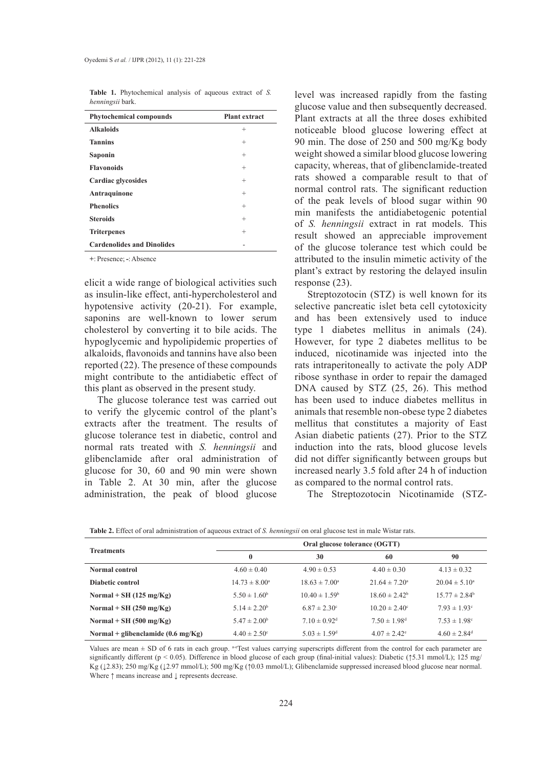**Table 1.** Phytochemical analysis of aqueous extract of *S. henningsii* bark.

| Phytochemical compounds | Plant extract |
|---|---|
| **Alkaloids** | + |
| **Tannins** | + |
| **Saponin** | + |
| **Flavonoids** | + |
| **Cardiac glycosides** | + |
| **Antraquinone** | + |
| **Phenolics** | + |
| **Steroids** | + |
| **Triterpenes** | + |
| **Cardenolides and Dinolides** | - |

+: Presence; -: Absence

elicit a wide range of biological activities such as insulin-like effect, anti-hypercholesterol and hypotensive activity (20-21). For example, saponins are well-known to lower serum cholesterol by converting it to bile acids. The hypoglycemic and hypolipidemic properties of alkaloids, flavonoids and tannins have also been reported (22). The presence of these compounds might contribute to the antidiabetic effect of this plant as observed in the present study.

The glucose tolerance test was carried out to verify the glycemic control of the plant's extracts after the treatment. The results of glucose tolerance test in diabetic, control and normal rats treated with *S. henningsii* and glibenclamide after oral administration of glucose for 30, 60 and 90 min were shown in Table 2. At 30 min, after the glucose administration, the peak of blood glucose level was increased rapidly from the fasting glucose value and then subsequently decreased. Plant extracts at all the three doses exhibited noticeable blood glucose lowering effect at 90 min. The dose of 250 and 500 mg/Kg body weight showed a similar blood glucose lowering capacity, whereas, that of glibenclamide-treated rats showed a comparable result to that of normal control rats. The significant reduction of the peak levels of blood sugar within 90 min manifests the antidiabetogenic potential of *S. henningsii* extract in rat models. This result showed an appreciable improvement of the glucose tolerance test which could be attributed to the insulin mimetic activity of the plant's extract by restoring the delayed insulin response (23).

Streptozotocin (STZ) is well known for its selective pancreatic islet beta cell cytotoxicity and has been extensively used to induce type 1 diabetes mellitus in animals (24). However, for type 2 diabetes mellitus to be induced, nicotinamide was injected into the rats intraperitoneally to activate the poly ADP ribose synthase in order to repair the damaged DNA caused by STZ (25, 26). This method has been used to induce diabetes mellitus in animals that resemble non-obese type 2 diabetes mellitus that constitutes a majority of East Asian diabetic patients (27). Prior to the STZ induction into the rats, blood glucose levels did not differ significantly between groups but increased nearly 3.5 fold after 24 h of induction as compared to the normal control rats.

The Streptozotocin Nicotinamide (STZ-

**Table 2.** Effect of oral administration of aqueous extract of *S. henningsii* on oral glucose test in male Wistar rats.

| Treatments | Oral glucose tolerance (OGTT) | | | |
|---|---|---|---|---|
| | **0** | **30** | **60** | **90** |
| **Normal control** | 4.60 ± 0.40 | 4.90 ± 0.53 | 4.40 ± 0.30 | 4.13 ± 0.32 |
| **Diabetic control** | 14.73 ± 8.00[a] | 18.63 ± 7.00[a] | 21.64 ± 7.20[a] | 20.04 ± 5.10[a] |
| **Normal + SH (125 mg/Kg)** | 5.50 ± 1.60[b] | 10.40 ± 1.59[b] | 18.60 ± 2.42[b] | 15.77 ± 2.84[b] |
| **Normal + SH (250 mg/Kg)** | 5.14 ± 2.20[b] | 6.87 ± 2.30[c] | 10.20 ± 2.40[c] | 7.93 ± 1.93[c] |
| **Normal + SH (500 mg/Kg)** | 5.47 ± 2.00[b] | 7.10 ± 0.92[d] | 7.50 ± 1.98[d] | 7.53 ± 1.98[c] |
| **Normal + glibenclamide (0.6 mg/Kg)** | 4.40 ± 2.50[c] | 5.03 ± 1.59[d] | 4.07 ± 2.42[e] | 4.60 ± 2.84[d] |

Values are mean ± SD of 6 rats in each group. [a-e]Test values carrying superscripts different from the control for each parameter are significantly different ($p < 0.05$). Difference in blood glucose of each group (final-initial values): Diabetic (↑5.31 mmol/L); 125 mg/Kg (↓2.83); 250 mg/Kg (↓2.97 mmol/L); 500 mg/Kg (↑0.03 mmol/L); Glibenclamide suppressed increased blood glucose near normal. Where ↑ means increase and ↓ represents decrease.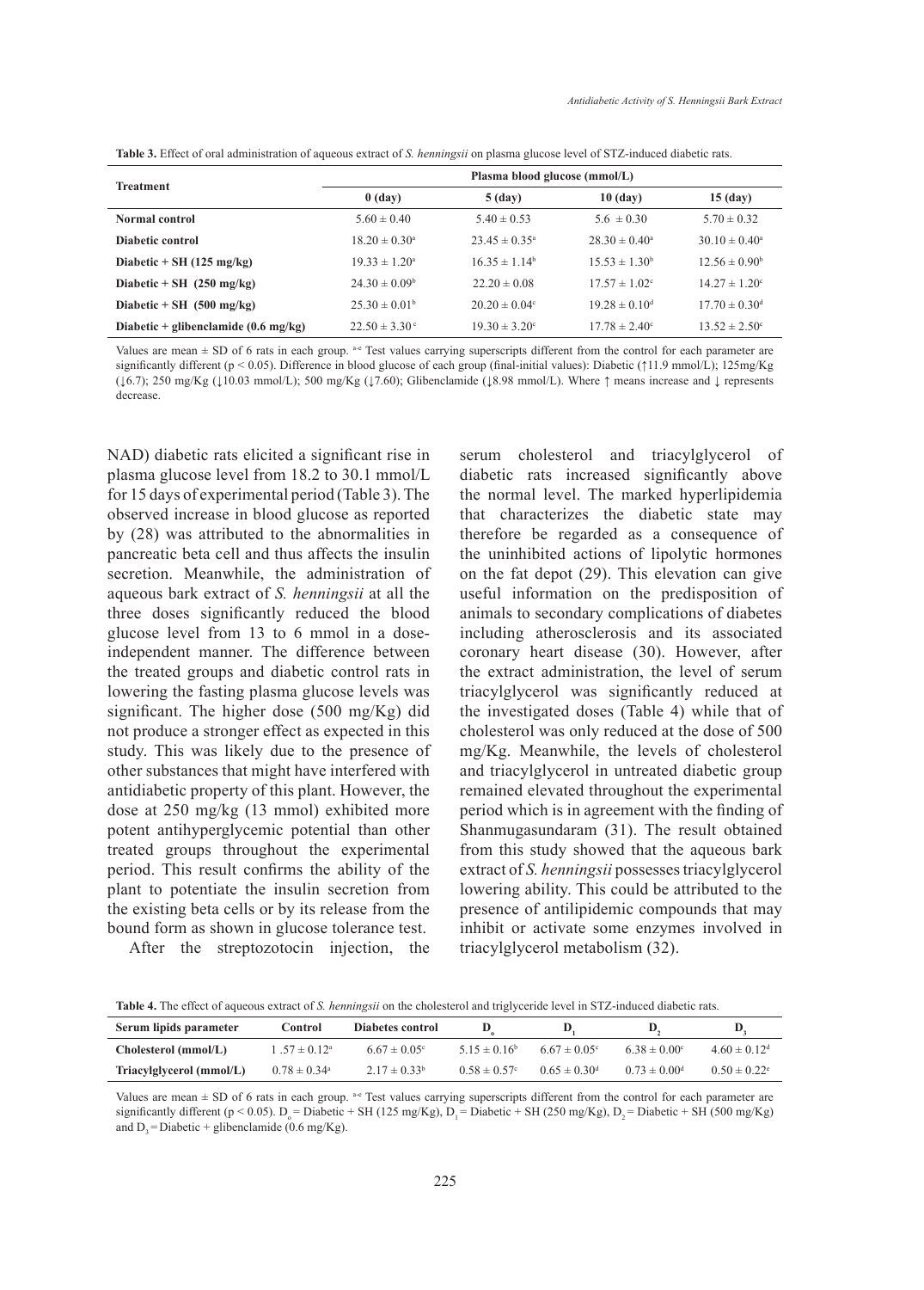**Table 3.** Effect of oral administration of aqueous extract of *S. henningsii* on plasma glucose level of STZ-induced diabetic rats.

| Treatment | Plasma blood glucose (mmol/L) | | | |
|---|---|---|---|---|
| | 0 (day) | 5 (day) | 10 (day) | 15 (day) |
| **Normal control** | 5.60 ± 0.40 | 5.40 ± 0.53 | 5.6 ± 0.30 | 5.70 ± 0.32 |
| **Diabetic control** | 18.20 ± 0.30[a] | 23.45 ± 0.35[a] | 28.30 ± 0.40[a] | 30.10 ± 0.40[a] |
| **Diabetic + SH (125 mg/kg)** | 19.33 ± 1.20[a] | 16.35 ± 1.14[b] | 15.53 ± 1.30[b] | 12.56 ± 0.90[b] |
| **Diabetic + SH (250 mg/kg)** | 24.30 ± 0.09[b] | 22.20 ± 0.08 | 17.57 ± 1.02[c] | 14.27 ± 1.20[c] |
| **Diabetic + SH (500 mg/kg)** | 25.30 ± 0.01[b] | 20.20 ± 0.04[c] | 19.28 ± 0.10[d] | 17.70 ± 0.30[d] |
| **Diabetic + glibenclamide (0.6 mg/kg)** | 22.50 ± 3.30[c] | 19.30 ± 3.20[c] | 17.78 ± 2.40[c] | 13.52 ± 2.50[c] |

Values are mean ± SD of 6 rats in each group. [a-c] Test values carrying superscripts different from the control for each parameter are significantly different ($p < 0.05$). Difference in blood glucose of each group (final-initial values): Diabetic (↑11.9 mmol/L); 125mg/Kg (↓6.7); 250 mg/Kg (↓10.03 mmol/L); 500 mg/Kg (↓7.60); Glibenclamide (↓8.98 mmol/L). Where ↑ means increase and ↓ represents decrease.

NAD) diabetic rats elicited a significant rise in plasma glucose level from 18.2 to 30.1 mmol/L for 15 days of experimental period (Table 3). The observed increase in blood glucose as reported by (28) was attributed to the abnormalities in pancreatic beta cell and thus affects the insulin secretion. Meanwhile, the administration of aqueous bark extract of *S. henningsii* at all the three doses significantly reduced the blood glucose level from 13 to 6 mmol in a dose-independent manner. The difference between the treated groups and diabetic control rats in lowering the fasting plasma glucose levels was significant. The higher dose (500 mg/Kg) did not produce a stronger effect as expected in this study. This was likely due to the presence of other substances that might have interfered with antidiabetic property of this plant. However, the dose at 250 mg/kg (13 mmol) exhibited more potent antihyperglycemic potential than other treated groups throughout the experimental period. This result confirms the ability of the plant to potentiate the insulin secretion from the existing beta cells or by its release from the bound form as shown in glucose tolerance test.

After the streptozotocin injection, the serum cholesterol and triacylglycerol of diabetic rats increased significantly above the normal level. The marked hyperlipidemia that characterizes the diabetic state may therefore be regarded as a consequence of the uninhibited actions of lipolytic hormones on the fat depot (29). This elevation can give useful information on the predisposition of animals to secondary complications of diabetes including atherosclerosis and its associated coronary heart disease (30). However, after the extract administration, the level of serum triacylglycerol was significantly reduced at the investigated doses (Table 4) while that of cholesterol was only reduced at the dose of 500 mg/Kg. Meanwhile, the levels of cholesterol and triacylglycerol in untreated diabetic group remained elevated throughout the experimental period which is in agreement with the finding of Shanmugasundaram (31). The result obtained from this study showed that the aqueous bark extract of *S. henningsii* possesses triacylglycerol lowering ability. This could be attributed to the presence of antilipidemic compounds that may inhibit or activate some enzymes involved in triacylglycerol metabolism (32).

**Table 4.** The effect of aqueous extract of *S. henningsii* on the cholesterol and triglyceride level in STZ-induced diabetic rats.

| Serum lipids parameter | Control | Diabetes control | $D_o$ | $D_1$ | $D_2$ | $D_3$ |
|---|---|---|---|---|---|---|
| **Cholesterol (mmol/L)** | 1 .57 ± 0.12[a] | 6.67 ± 0.05[c] | 5.15 ± 0.16[b] | 6.67 ± 0.05[c] | 6.38 ± 0.00[c] | 4.60 ± 0.12[d] |
| **Triacylglycerol (mmol/L)** | 0.78 ± 0.34[a] | 2.17 ± 0.33[b] | 0.58 ± 0.57[c] | 0.65 ± 0.30[d] | 0.73 ± 0.00[d] | 0.50 ± 0.22[e] |

Values are mean ± SD of 6 rats in each group. [a-e] Test values carrying superscripts different from the control for each parameter are significantly different ($p < 0.05$). $D_o$ = Diabetic + SH (125 mg/Kg), $D_1$ = Diabetic + SH (250 mg/Kg), $D_2$ = Diabetic + SH (500 mg/Kg) and $D_3$ = Diabetic + glibenclamide (0.6 mg/Kg).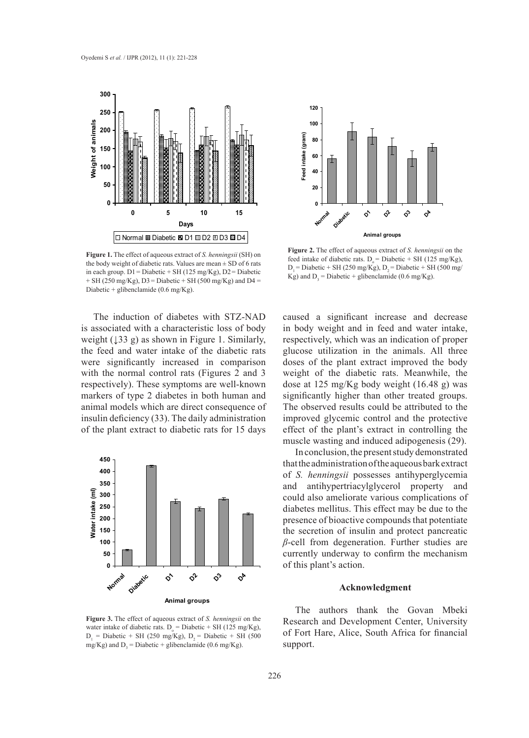**Figure 1.** The effect of aqueous extract of *S. henningsii* (SH) on the body weight of diabetic rats. Values are mean ± SD of 6 rats in each group. D1 = Diabetic + SH (125 mg/Kg), D2 = Diabetic + SH (250 mg/Kg), D3 = Diabetic + SH (500 mg/Kg) and D4 = Diabetic + glibenclamide (0.6 mg/Kg).

**Figure 2.** The effect of aqueous extract of *S. henningsii* on the feed intake of diabetic rats. $D_o$ = Diabetic + SH (125 mg/Kg), $D_1$ = Diabetic + SH (250 mg/Kg), $D_2$ = Diabetic + SH (500 mg/Kg) and $D_3$ = Diabetic + glibenclamide (0.6 mg/Kg).

The induction of diabetes with STZ-NAD is associated with a characteristic loss of body weight (↓33 g) as shown in Figure 1. Similarly, the feed and water intake of the diabetic rats were significantly increased in comparison with the normal control rats (Figures 2 and 3 respectively). These symptoms are well-known markers of type 2 diabetes in both human and animal models which are direct consequence of insulin deficiency (33). The daily administration of the plant extract to diabetic rats for 15 days caused a significant increase and decrease in body weight and in feed and water intake, respectively, which was an indication of proper glucose utilization in the animals. All three doses of the plant extract improved the body weight of the diabetic rats. Meanwhile, the dose at 125 mg/Kg body weight (16.48 g) was significantly higher than other treated groups. The observed results could be attributed to the improved glycemic control and the protective effect of the plant's extract in controlling the muscle wasting and induced adipogenesis (29).

**Figure 3.** The effect of aqueous extract of *S. henningsii* on the water intake of diabetic rats. $D_o$ = Diabetic + SH (125 mg/Kg), $D_1$ = Diabetic + SH (250 mg/Kg), $D_2$ = Diabetic + SH (500 mg/Kg) and $D_3$ = Diabetic + glibenclamide (0.6 mg/Kg).

In conclusion, the present study demonstrated that the administration of the aqueous bark extract of *S. henningsii* possesses antihyperglycemia and antihypertriacylglycerol property and could also ameliorate various complications of diabetes mellitus. This effect may be due to the presence of bioactive compounds that potentiate the secretion of insulin and protect pancreatic *β*-cell from degeneration. Further studies are currently underway to confirm the mechanism of this plant's action.

## Acknowledgment

The authors thank the Govan Mbeki Research and Development Center, University of Fort Hare, Alice, South Africa for financial support.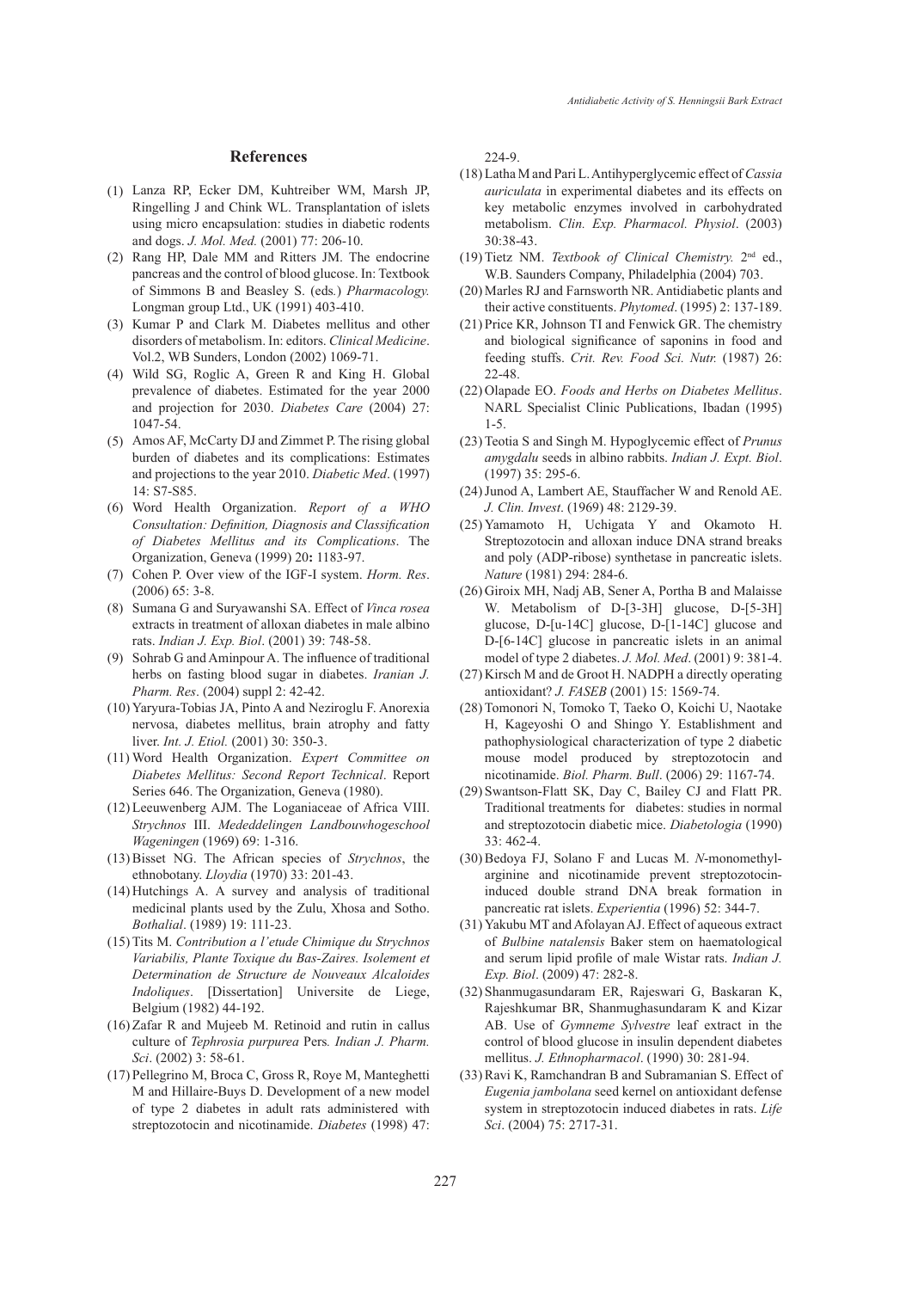## References

(1) Lanza RP, Ecker DM, Kuhtreiber WM, Marsh JP, Ringelling J and Chink WL. Transplantation of islets using micro encapsulation: studies in diabetic rodents and dogs. *J. Mol. Med.* (2001) 77: 206-10.

(2) Rang HP, Dale MM and Ritters JM. The endocrine pancreas and the control of blood glucose. In: Textbook of Simmons B and Beasley S. (eds.) *Pharmacology.* Longman group Ltd., UK (1991) 403-410.

(3) Kumar P and Clark M. Diabetes mellitus and other disorders of metabolism. In: editors. *Clinical Medicine*. Vol.2, WB Sunders, London (2002) 1069-71.

(4) Wild SG, Roglic A, Green R and King H. Global prevalence of diabetes. Estimated for the year 2000 and projection for 2030. *Diabetes Care* (2004) 27: 1047-54.

(5) Amos AF, McCarty DJ and Zimmet P. The rising global burden of diabetes and its complications: Estimates and projections to the year 2010. *Diabetic Med*. (1997) 14: S7-S85.

(6) Word Health Organization. *Report of a WHO Consultation: Definition, Diagnosis and Classification of Diabetes Mellitus and its Complications*. The Organization, Geneva (1999) 20**:** 1183-97.

(7) Cohen P. Over view of the IGF-I system. *Horm. Res*. (2006) 65: 3-8.

(8) Sumana G and Suryawanshi SA. Effect of *Vinca rosea* extracts in treatment of alloxan diabetes in male albino rats. *Indian J. Exp. Biol*. (2001) 39: 748-58.

(9) Sohrab G and Aminpour A. The influence of traditional herbs on fasting blood sugar in diabetes. *Iranian J. Pharm. Res*. (2004) suppl 2: 42-42.

(10) Yaryura-Tobias JA, Pinto A and Neziroglu F. Anorexia nervosa, diabetes mellitus, brain atrophy and fatty liver. *Int. J. Etiol.* (2001) 30: 350-3.

(11) Word Health Organization. *Expert Committee on Diabetes Mellitus: Second Report Technical*. Report Series 646. The Organization, Geneva (1980).

(12) Leeuwenberg AJM. The Loganiaceae of Africa VIII. *Strychnos* III. *Mededdelingen Landbouwhogeschool Wageningen* (1969) 69: 1-316.

(13) Bisset NG. The African species of *Strychnos*, the ethnobotany. *Lloydia* (1970) 33: 201-43.

(14) Hutchings A. A survey and analysis of traditional medicinal plants used by the Zulu, Xhosa and Sotho. *Bothalial*. (1989) 19: 111-23.

(15) Tits M. *Contribution a l'etude Chimique du Strychnos Variabilis, Plante Toxique du Bas-Zaires. Isolement et Determination de Structure de Nouveaux Alcaloides Indoliques*. [Dissertation] Universite de Liege, Belgium (1982) 44-192.

(16) Zafar R and Mujeeb M. Retinoid and rutin in callus culture of *Tephrosia purpurea* Pers*. Indian J. Pharm. Sci*. (2002) 3: 58-61.

(17) Pellegrino M, Broca C, Gross R, Roye M, Manteghetti M and Hillaire-Buys D. Development of a new model of type 2 diabetes in adult rats administered with streptozotocin and nicotinamide. *Diabetes* (1998) 47: 224-9.

(18) Latha M and Pari L. Antihyperglycemic effect of *Cassia auriculata* in experimental diabetes and its effects on key metabolic enzymes involved in carbohydrated metabolism. *Clin. Exp. Pharmacol. Physiol*. (2003) 30:38-43.

(19) Tietz NM. *Textbook of Clinical Chemistry.* 2nd ed., W.B. Saunders Company, Philadelphia (2004) 703.

(20) Marles RJ and Farnsworth NR. Antidiabetic plants and their active constituents. *Phytomed*. (1995) 2: 137-189.

(21) Price KR, Johnson TI and Fenwick GR. The chemistry and biological significance of saponins in food and feeding stuffs. *Crit. Rev. Food Sci. Nutr.* (1987) 26: 22-48.

(22) Olapade EO. *Foods and Herbs on Diabetes Mellitus*. NARL Specialist Clinic Publications, Ibadan (1995) 1-5.

(23) Teotia S and Singh M. Hypoglycemic effect of *Prunus amygdalu* seeds in albino rabbits. *Indian J. Expt. Biol*. (1997) 35: 295-6.

(24) Junod A, Lambert AE, Stauffacher W and Renold AE. *J. Clin. Invest*. (1969) 48: 2129-39.

(25) Yamamoto H, Uchigata Y and Okamoto H. Streptozotocin and alloxan induce DNA strand breaks and poly (ADP-ribose) synthetase in pancreatic islets. *Nature* (1981) 294: 284-6.

(26) Giroix MH, Nadj AB, Sener A, Portha B and Malaisse W. Metabolism of D-[3-3H] glucose, D-[5-3H] glucose, D-[u-14C] glucose, D-[1-14C] glucose and D-[6-14C] glucose in pancreatic islets in an animal model of type 2 diabetes. *J. Mol. Med*. (2001) 9: 381-4.

(27) Kirsch M and de Groot H. NADPH a directly operating antioxidant? *J. FASEB* (2001) 15: 1569-74.

(28) Tomonori N, Tomoko T, Taeko O, Koichi U, Naotake H, Kageyoshi O and Shingo Y. Establishment and pathophysiological characterization of type 2 diabetic mouse model produced by streptozotocin and nicotinamide. *Biol. Pharm. Bull*. (2006) 29: 1167-74.

(29) Swantson-Flatt SK, Day C, Bailey CJ and Flatt PR. Traditional treatments for diabetes: studies in normal and streptozotocin diabetic mice. *Diabetologia* (1990) 33: 462-4.

(30) Bedoya FJ, Solano F and Lucas M. *N*-monomethyl-arginine and nicotinamide prevent streptozotocin-induced double strand DNA break formation in pancreatic rat islets. *Experientia* (1996) 52: 344-7.

(31) Yakubu MT and Afolayan AJ. Effect of aqueous extract of *Bulbine natalensis* Baker stem on haematological and serum lipid profile of male Wistar rats. *Indian J. Exp. Biol*. (2009) 47: 282-8.

(32) Shanmugasundaram ER, Rajeswari G, Baskaran K, Rajeshkumar BR, Shanmughasundaram K and Kizar AB. Use of *Gymneme Sylvestre* leaf extract in the control of blood glucose in insulin dependent diabetes mellitus. *J. Ethnopharmacol*. (1990) 30: 281-94.

(33) Ravi K, Ramchandran B and Subramanian S. Effect of *Eugenia jambolana* seed kernel on antioxidant defense system in streptozotocin induced diabetes in rats. *Life Sci*. (2004) 75: 2717-31.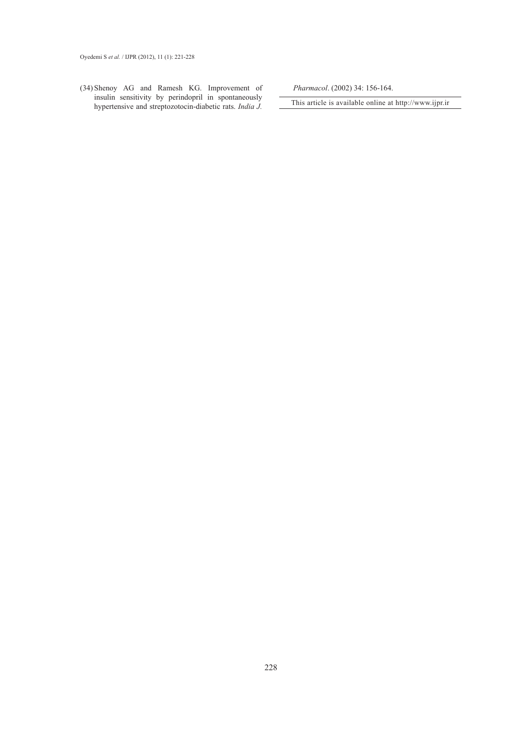(34) Shenoy AG and Ramesh KG. Improvement of insulin sensitivity by perindopril in spontaneously hypertensive and streptozotocin-diabetic rats. *India J. Pharmacol*. (2002) 34: 156-164.

This article is available online at http://www.ijpr.ir